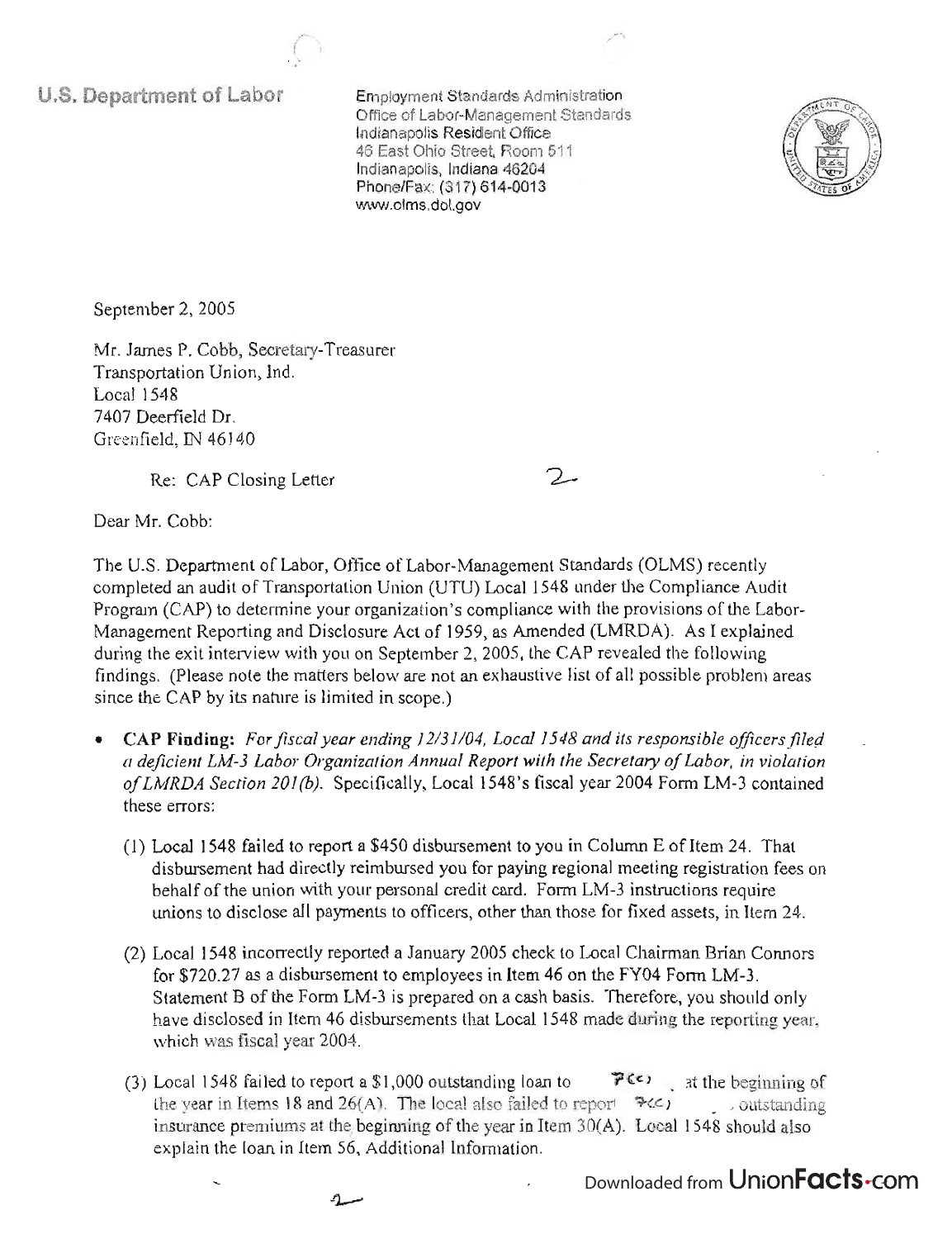**U.S. Department of Labor**

Employment Standards Administration
Office of Labor-Management Standards
Indianapolis Resident Office
46 East Ohio Street, Room 511
Indianapolis, Indiana 46204
Phone/Fax: (317) 614-0013
www.olms.dol.gov

September 2, 2005

Mr. James P. Cobb, Secretary-Treasurer
Transportation Union, Ind.
Local 1548
7407 Deerfield Dr.
Greenfield, IN 46140

Re: CAP Closing Letter

Dear Mr. Cobb:

The U.S. Department of Labor, Office of Labor-Management Standards (OLMS) recently completed an audit of Transportation Union (UTU) Local 1548 under the Compliance Audit Program (CAP) to determine your organization's compliance with the provisions of the Labor-Management Reporting and Disclosure Act of 1959, as Amended (LMRDA). As I explained during the exit interview with you on September 2, 2005, the CAP revealed the following findings. (Please note the matters below are not an exhaustive list of all possible problem areas since the CAP by its nature is limited in scope.)

- **CAP Finding:** *For fiscal year ending 12/31/04, Local 1548 and its responsible officers filed a deficient LM-3 Labor Organization Annual Report with the Secretary of Labor, in violation of LMRDA Section 201(b).* Specifically, Local 1548's fiscal year 2004 Form LM-3 contained these errors:

  (1) Local 1548 failed to report a $450 disbursement to you in Column E of Item 24. That disbursement had directly reimbursed you for paying regional meeting registration fees on behalf of the union with your personal credit card. Form LM-3 instructions require unions to disclose all payments to officers, other than those for fixed assets, in Item 24.

  (2) Local 1548 incorrectly reported a January 2005 check to Local Chairman Brian Connors for $720.27 as a disbursement to employees in Item 46 on the FY04 Form LM-3. Statement B of the Form LM-3 is prepared on a cash basis. Therefore, you should only have disclosed in Item 46 disbursements that Local 1548 made during the reporting year, which was fiscal year 2004.

  (3) Local 1548 failed to report a $1,000 outstanding loan to 7(c) at the beginning of the year in Items 18 and 26(A). The local also failed to report 7(c) outstanding insurance premiums at the beginning of the year in Item 30(A). Local 1548 should also explain the loan in Item 56, Additional Information.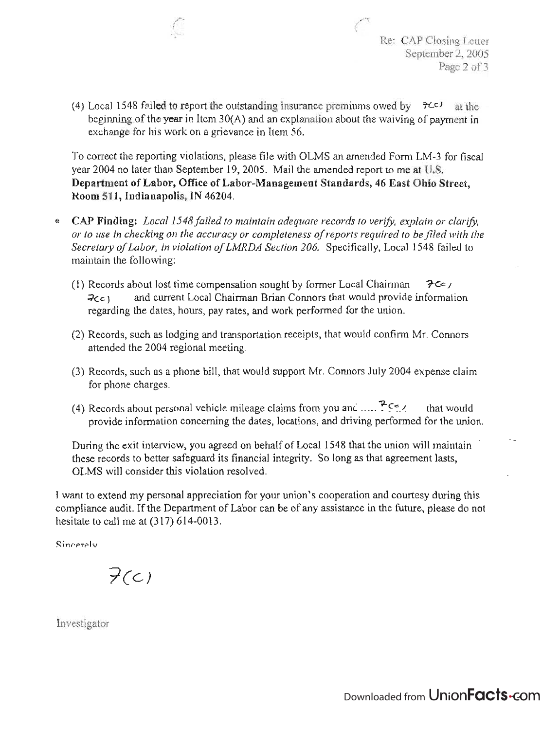(4) Local 1548 failed to report the outstanding insurance premiums owed by 7(c) at the beginning of the year in Item 30(A) and an explanation about the waiving of payment in exchange for his work on a grievance in Item 56.

To correct the reporting violations, please file with OLMS an amended Form LM-3 for fiscal year 2004 no later than September 19, 2005. Mail the amended report to me at **U.S. Department of Labor, Office of Labor-Management Standards, 46 East Ohio Street, Room 511, Indianapolis, IN 46204.**

- **CAP Finding:** *Local 1548 failed to maintain adequate records to verify, explain or clarify, or to use in checking on the accuracy or completeness of reports required to be filed with the Secretary of Labor, in violation of LMRDA Section 206.* Specifically, Local 1548 failed to maintain the following:

  (1) Records about lost time compensation sought by former Local Chairman 7(c) 7(c) and current Local Chairman Brian Connors that would provide information regarding the dates, hours, pay rates, and work performed for the union.

  (2) Records, such as lodging and transportation receipts, that would confirm Mr. Connors attended the 2004 regional meeting.

  (3) Records, such as a phone bill, that would support Mr. Connors July 2004 expense claim for phone charges.

  (4) Records about personal vehicle mileage claims from you and 7(c) that would provide information concerning the dates, locations, and driving performed for the union.

  During the exit interview, you agreed on behalf of Local 1548 that the union will maintain these records to better safeguard its financial integrity. So long as that agreement lasts, OLMS will consider this violation resolved.

I want to extend my personal appreciation for your union's cooperation and courtesy during this compliance audit. If the Department of Labor can be of any assistance in the future, please do not hesitate to call me at (317) 614-0013.

Sincerely

7(c)

Investigator